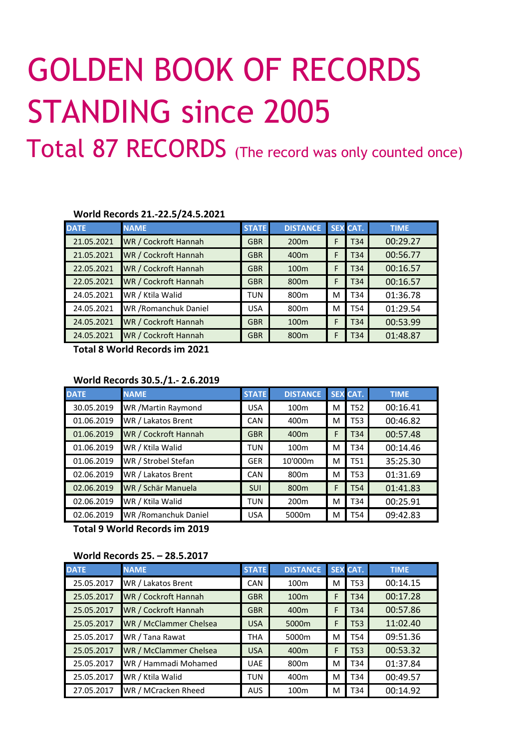# GOLDEN BOOK OF RECORDS STANDING since 2005

## Total 87 RECORDS (The record was only counted once)

**World Records 21.-22.5/24.5.2021**

| DATE | NAME | STATE | DISTANCE | SEX | CAT. | TIME |
|---|---|---|---|---|---|---|
| 21.05.2021 | WR / Cockroft Hannah | GBR | 200m | F | T34 | 00:29.27 |
| 21.05.2021 | WR / Cockroft Hannah | GBR | 400m | F | T34 | 00:56.77 |
| 22.05.2021 | WR / Cockroft Hannah | GBR | 100m | F | T34 | 00:16.57 |
| 22.05.2021 | WR / Cockroft Hannah | GBR | 800m | F | T34 | 00:16.57 |
| 24.05.2021 | WR / Ktila Walid | TUN | 800m | M | T34 | 01:36.78 |
| 24.05.2021 | WR /Romanchuk Daniel | USA | 800m | M | T54 | 01:29.54 |
| 24.05.2021 | WR / Cockroft Hannah | GBR | 100m | F | T34 | 00:53.99 |
| 24.05.2021 | WR / Cockroft Hannah | GBR | 800m | F | T34 | 01:48.87 |

**Total 8 World Records im 2021**

**World Records 30.5./1.- 2.6.2019**

| DATE | NAME | STATE | DISTANCE | SEX | CAT. | TIME |
|---|---|---|---|---|---|---|
| 30.05.2019 | WR /Martin Raymond | USA | 100m | M | T52 | 00:16.41 |
| 01.06.2019 | WR / Lakatos Brent | CAN | 400m | M | T53 | 00:46.82 |
| 01.06.2019 | WR / Cockroft Hannah | GBR | 400m | F | T34 | 00:57.48 |
| 01.06.2019 | WR / Ktila Walid | TUN | 100m | M | T34 | 00:14.46 |
| 01.06.2019 | WR / Strobel Stefan | GER | 10'000m | M | T51 | 35:25.30 |
| 02.06.2019 | WR / Lakatos Brent | CAN | 800m | M | T53 | 01:31.69 |
| 02.06.2019 | WR / Schär Manuela | SUI | 800m | F | T54 | 01:41.83 |
| 02.06.2019 | WR / Ktila Walid | TUN | 200m | M | T34 | 00:25.91 |
| 02.06.2019 | WR /Romanchuk Daniel | USA | 5000m | M | T54 | 09:42.83 |

**Total 9 World Records im 2019**

**World Records 25. – 28.5.2017**

| DATE | NAME | STATE | DISTANCE | SEX | CAT. | TIME |
|---|---|---|---|---|---|---|
| 25.05.2017 | WR / Lakatos Brent | CAN | 100m | M | T53 | 00:14.15 |
| 25.05.2017 | WR / Cockroft Hannah | GBR | 100m | F | T34 | 00:17.28 |
| 25.05.2017 | WR / Cockroft Hannah | GBR | 400m | F | T34 | 00:57.86 |
| 25.05.2017 | WR / McClammer Chelsea | USA | 5000m | F | T53 | 11:02.40 |
| 25.05.2017 | WR / Tana Rawat | THA | 5000m | M | T54 | 09:51.36 |
| 25.05.2017 | WR / McClammer Chelsea | USA | 400m | F | T53 | 00:53.32 |
| 25.05.2017 | WR / Hammadi Mohamed | UAE | 800m | M | T34 | 01:37.84 |
| 25.05.2017 | WR / Ktila Walid | TUN | 400m | M | T34 | 00:49.57 |
| 27.05.2017 | WR / MCracken Rheed | AUS | 100m | M | T34 | 00:14.92 |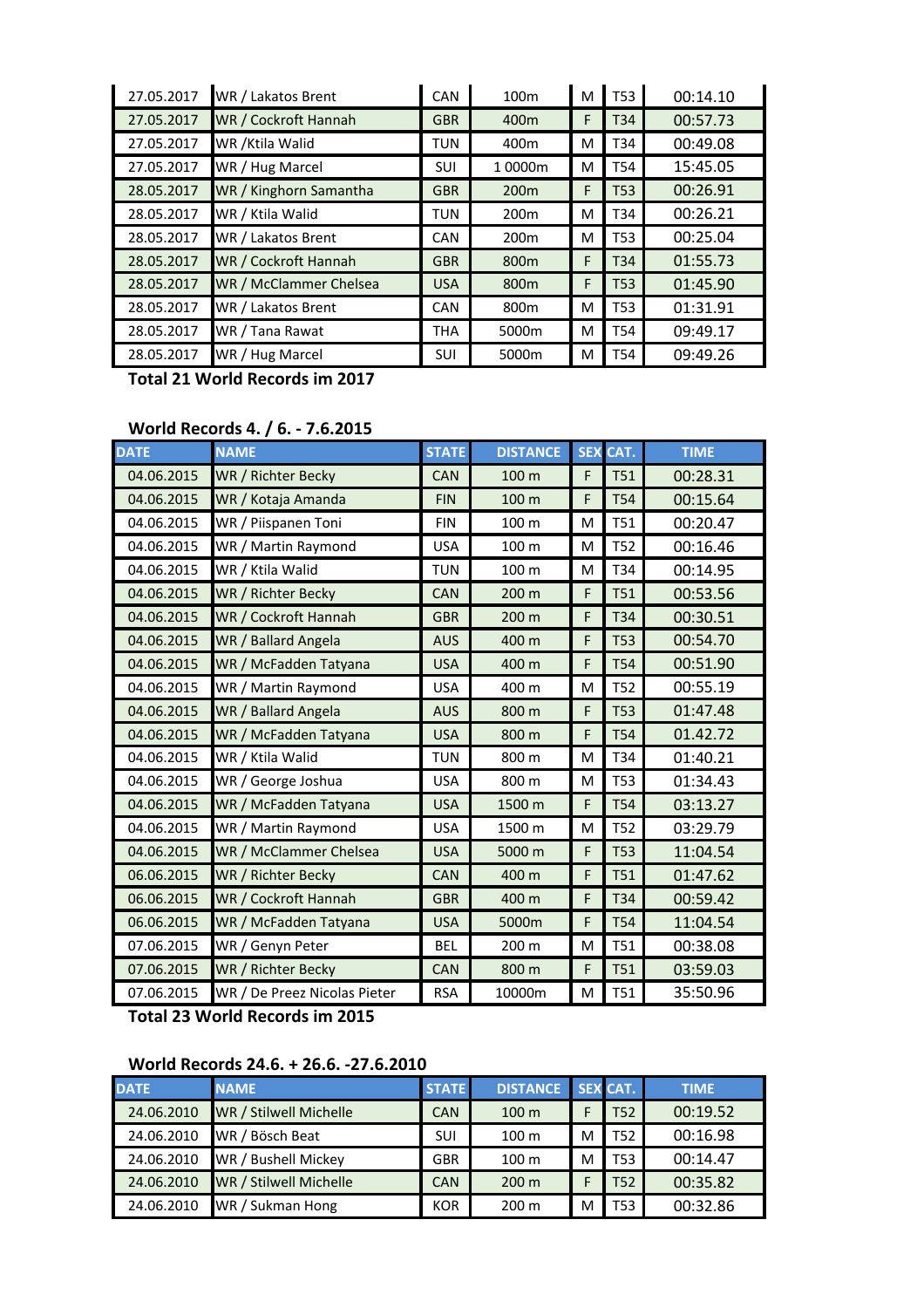| | | | | | | |
|---|---|---|---|---|---|---|
| 27.05.2017 | WR / Lakatos Brent | CAN | 100m | M | T53 | 00:14.10 |
| 27.05.2017 | WR / Cockroft Hannah | GBR | 400m | F | T34 | 00:57.73 |
| 27.05.2017 | WR /Ktila Walid | TUN | 400m | M | T34 | 00:49.08 |
| 27.05.2017 | WR / Hug Marcel | SUI | 1 0000m | M | T54 | 15:45.05 |
| 28.05.2017 | WR / Kinghorn Samantha | GBR | 200m | F | T53 | 00:26.91 |
| 28.05.2017 | WR / Ktila Walid | TUN | 200m | M | T34 | 00:26.21 |
| 28.05.2017 | WR / Lakatos Brent | CAN | 200m | M | T53 | 00:25.04 |
| 28.05.2017 | WR / Cockroft Hannah | GBR | 800m | F | T34 | 01:55.73 |
| 28.05.2017 | WR / McClammer Chelsea | USA | 800m | F | T53 | 01:45.90 |
| 28.05.2017 | WR / Lakatos Brent | CAN | 800m | M | T53 | 01:31.91 |
| 28.05.2017 | WR / Tana Rawat | THA | 5000m | M | T54 | 09:49.17 |
| 28.05.2017 | WR / Hug Marcel | SUI | 5000m | M | T54 | 09:49.26 |

**Total 21 World Records im 2017**

**World Records 4. / 6. - 7.6.2015**

| DATE | NAME | STATE | DISTANCE | SEX | CAT. | TIME |
|---|---|---|---|---|---|---|
| 04.06.2015 | WR / Richter Becky | CAN | 100 m | F | T51 | 00:28.31 |
| 04.06.2015 | WR / Kotaja Amanda | FIN | 100 m | F | T54 | 00:15.64 |
| 04.06.2015 | WR / Piispanen Toni | FIN | 100 m | M | T51 | 00:20.47 |
| 04.06.2015 | WR / Martin Raymond | USA | 100 m | M | T52 | 00:16.46 |
| 04.06.2015 | WR / Ktila Walid | TUN | 100 m | M | T34 | 00:14.95 |
| 04.06.2015 | WR / Richter Becky | CAN | 200 m | F | T51 | 00:53.56 |
| 04.06.2015 | WR / Cockroft Hannah | GBR | 200 m | F | T34 | 00:30.51 |
| 04.06.2015 | WR / Ballard Angela | AUS | 400 m | F | T53 | 00:54.70 |
| 04.06.2015 | WR / McFadden Tatyana | USA | 400 m | F | T54 | 00:51.90 |
| 04.06.2015 | WR / Martin Raymond | USA | 400 m | M | T52 | 00:55.19 |
| 04.06.2015 | WR / Ballard Angela | AUS | 800 m | F | T53 | 01:47.48 |
| 04.06.2015 | WR / McFadden Tatyana | USA | 800 m | F | T54 | 01.42.72 |
| 04.06.2015 | WR / Ktila Walid | TUN | 800 m | M | T34 | 01:40.21 |
| 04.06.2015 | WR / George Joshua | USA | 800 m | M | T53 | 01:34.43 |
| 04.06.2015 | WR / McFadden Tatyana | USA | 1500 m | F | T54 | 03:13.27 |
| 04.06.2015 | WR / Martin Raymond | USA | 1500 m | M | T52 | 03:29.79 |
| 04.06.2015 | WR / McClammer Chelsea | USA | 5000 m | F | T53 | 11:04.54 |
| 06.06.2015 | WR / Richter Becky | CAN | 400 m | F | T51 | 01:47.62 |
| 06.06.2015 | WR / Cockroft Hannah | GBR | 400 m | F | T34 | 00:59.42 |
| 06.06.2015 | WR / McFadden Tatyana | USA | 5000m | F | T54 | 11:04.54 |
| 07.06.2015 | WR / Genyn Peter | BEL | 200 m | M | T51 | 00:38.08 |
| 07.06.2015 | WR / Richter Becky | CAN | 800 m | F | T51 | 03:59.03 |
| 07.06.2015 | WR / De Preez Nicolas Pieter | RSA | 10000m | M | T51 | 35:50.96 |

**Total 23 World Records im 2015**

**World Records 24.6. + 26.6. -27.6.2010**

| DATE | NAME | STATE | DISTANCE | SEX | CAT. | TIME |
|---|---|---|---|---|---|---|
| 24.06.2010 | WR / Stilwell Michelle | CAN | 100 m | F | T52 | 00:19.52 |
| 24.06.2010 | WR / Bösch Beat | SUI | 100 m | M | T52 | 00:16.98 |
| 24.06.2010 | WR / Bushell Mickey | GBR | 100 m | M | T53 | 00:14.47 |
| 24.06.2010 | WR / Stilwell Michelle | CAN | 200 m | F | T52 | 00:35.82 |
| 24.06.2010 | WR / Sukman Hong | KOR | 200 m | M | T53 | 00:32.86 |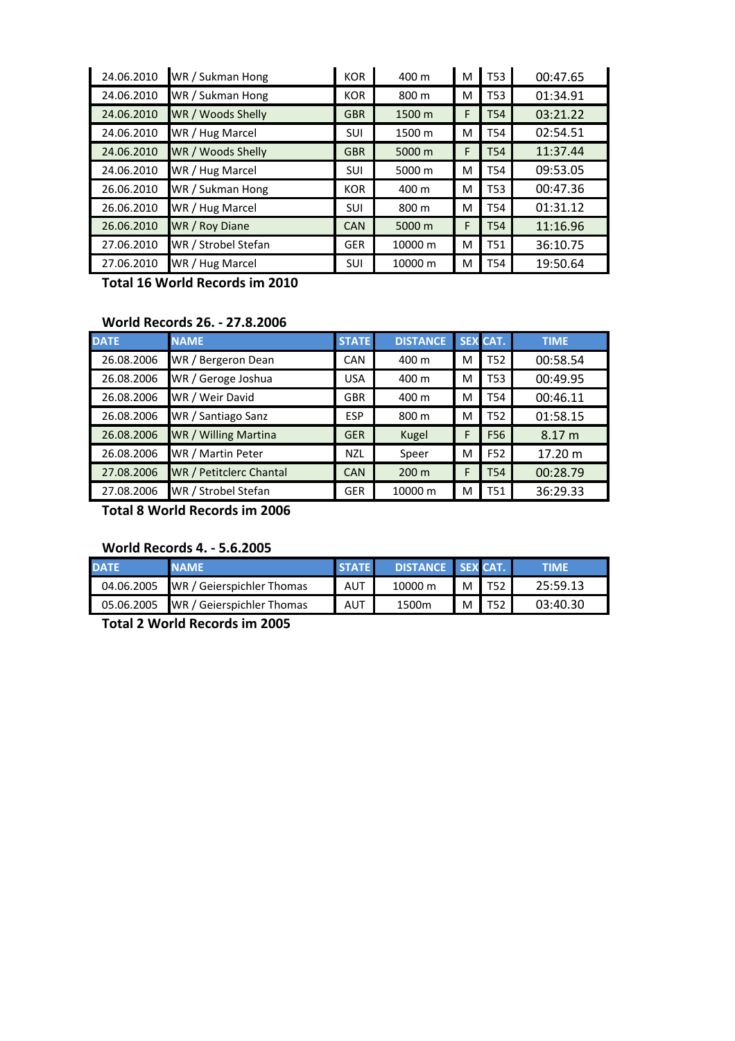| | | | | | | |
|---|---|---|---|---|---|---|
| 24.06.2010 | WR / Sukman Hong | KOR | 400 m | M | T53 | 00:47.65 |
| 24.06.2010 | WR / Sukman Hong | KOR | 800 m | M | T53 | 01:34.91 |
| 24.06.2010 | WR / Woods Shelly | GBR | 1500 m | F | T54 | 03:21.22 |
| 24.06.2010 | WR / Hug Marcel | SUI | 1500 m | M | T54 | 02:54.51 |
| 24.06.2010 | WR / Woods Shelly | GBR | 5000 m | F | T54 | 11:37.44 |
| 24.06.2010 | WR / Hug Marcel | SUI | 5000 m | M | T54 | 09:53.05 |
| 26.06.2010 | WR / Sukman Hong | KOR | 400 m | M | T53 | 00:47.36 |
| 26.06.2010 | WR / Hug Marcel | SUI | 800 m | M | T54 | 01:31.12 |
| 26.06.2010 | WR / Roy Diane | CAN | 5000 m | F | T54 | 11:16.96 |
| 27.06.2010 | WR / Strobel Stefan | GER | 10000 m | M | T51 | 36:10.75 |
| 27.06.2010 | WR / Hug Marcel | SUI | 10000 m | M | T54 | 19:50.64 |

**Total 16 World Records im 2010**

### World Records 26. - 27.8.2006

| DATE | NAME | STATE | DISTANCE | SEX | CAT. | TIME |
|---|---|---|---|---|---|---|
| 26.08.2006 | WR / Bergeron Dean | CAN | 400 m | M | T52 | 00:58.54 |
| 26.08.2006 | WR / Geroge Joshua | USA | 400 m | M | T53 | 00:49.95 |
| 26.08.2006 | WR / Weir David | GBR | 400 m | M | T54 | 00:46.11 |
| 26.08.2006 | WR / Santiago Sanz | ESP | 800 m | M | T52 | 01:58.15 |
| 26.08.2006 | WR / Willing Martina | GER | Kugel | F | F56 | 8.17 m |
| 26.08.2006 | WR / Martin Peter | NZL | Speer | M | F52 | 17.20 m |
| 27.08.2006 | WR / Petitclerc Chantal | CAN | 200 m | F | T54 | 00:28.79 |
| 27.08.2006 | WR / Strobel Stefan | GER | 10000 m | M | T51 | 36:29.33 |

**Total 8 World Records im 2006**

### World Records 4. - 5.6.2005

| DATE | NAME | STATE | DISTANCE | SEX | CAT. | TIME |
|---|---|---|---|---|---|---|
| 04.06.2005 | WR / Geierspichler Thomas | AUT | 10000 m | M | T52 | 25:59.13 |
| 05.06.2005 | WR / Geierspichler Thomas | AUT | 1500m | M | T52 | 03:40.30 |

**Total 2 World Records im 2005**